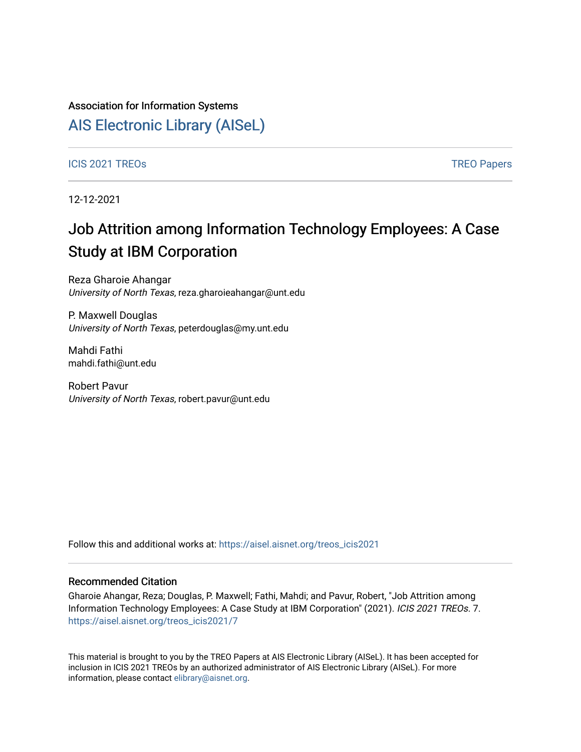Association for Information Systems

# AIS Electronic Library (AISeL)

ICIS 2021 TREOs

TREO Papers

12-12-2021

# Job Attrition among Information Technology Employees: A Case Study at IBM Corporation

Reza Gharoie Ahangar
*University of North Texas*, reza.gharoieahangar@unt.edu

P. Maxwell Douglas
*University of North Texas*, peterdouglas@my.unt.edu

Mahdi Fathi
mahdi.fathi@unt.edu

Robert Pavur
*University of North Texas*, robert.pavur@unt.edu

Follow this and additional works at: https://aisel.aisnet.org/treos_icis2021

## Recommended Citation

Gharoie Ahangar, Reza; Douglas, P. Maxwell; Fathi, Mahdi; and Pavur, Robert, "Job Attrition among Information Technology Employees: A Case Study at IBM Corporation" (2021). *ICIS 2021 TREOs*. 7.
https://aisel.aisnet.org/treos_icis2021/7

This material is brought to you by the TREO Papers at AIS Electronic Library (AISeL). It has been accepted for inclusion in ICIS 2021 TREOs by an authorized administrator of AIS Electronic Library (AISeL). For more information, please contact elibrary@aisnet.org.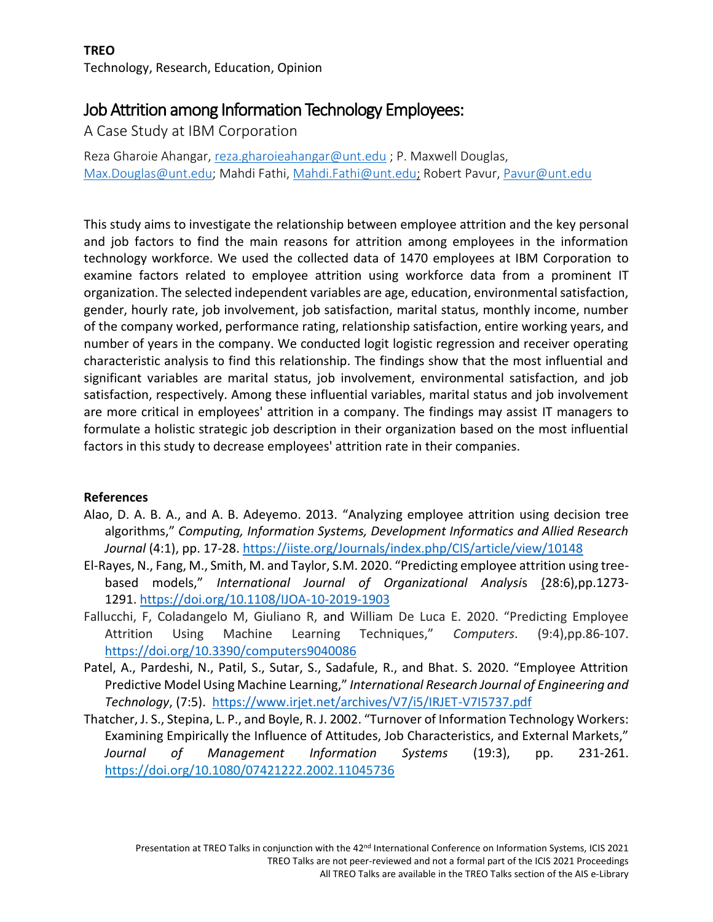**TREO**

Technology, Research, Education, Opinion

# Job Attrition among Information Technology Employees:

## A Case Study at IBM Corporation

Reza Gharoie Ahangar, reza.gharoieahangar@unt.edu ; P. Maxwell Douglas, Max.Douglas@unt.edu; Mahdi Fathi, Mahdi.Fathi@unt.edu; Robert Pavur, Pavur@unt.edu

This study aims to investigate the relationship between employee attrition and the key personal and job factors to find the main reasons for attrition among employees in the information technology workforce. We used the collected data of 1470 employees at IBM Corporation to examine factors related to employee attrition using workforce data from a prominent IT organization. The selected independent variables are age, education, environmental satisfaction, gender, hourly rate, job involvement, job satisfaction, marital status, monthly income, number of the company worked, performance rating, relationship satisfaction, entire working years, and number of years in the company. We conducted logit logistic regression and receiver operating characteristic analysis to find this relationship. The findings show that the most influential and significant variables are marital status, job involvement, environmental satisfaction, and job satisfaction, respectively. Among these influential variables, marital status and job involvement are more critical in employees' attrition in a company. The findings may assist IT managers to formulate a holistic strategic job description in their organization based on the most influential factors in this study to decrease employees' attrition rate in their companies.

**References**

Alao, D. A. B. A., and A. B. Adeyemo. 2013. "Analyzing employee attrition using decision tree algorithms," *Computing, Information Systems, Development Informatics and Allied Research Journal* (4:1), pp. 17-28. https://iiste.org/Journals/index.php/CIS/article/view/10148

El-Rayes, N., Fang, M., Smith, M. and Taylor, S.M. 2020. "Predicting employee attrition using tree-based models," *International Journal of Organizational Analysis* (28:6),pp.1273-1291. https://doi.org/10.1108/IJOA-10-2019-1903

Fallucchi, F, Coladangelo M, Giuliano R, and William De Luca E. 2020. "Predicting Employee Attrition Using Machine Learning Techniques," *Computers*. (9:4),pp.86-107. https://doi.org/10.3390/computers9040086

Patel, A., Pardeshi, N., Patil, S., Sutar, S., Sadafule, R., and Bhat. S. 2020. "Employee Attrition Predictive Model Using Machine Learning," *International Research Journal of Engineering and Technology*, (7:5). https://www.irjet.net/archives/V7/i5/IRJET-V7I5737.pdf

Thatcher, J. S., Stepina, L. P., and Boyle, R. J. 2002. "Turnover of Information Technology Workers: Examining Empirically the Influence of Attitudes, Job Characteristics, and External Markets," *Journal of Management Information Systems* (19:3), pp. 231-261. https://doi.org/10.1080/07421222.2002.11045736

Presentation at TREO Talks in conjunction with the 42nd International Conference on Information Systems, ICIS 2021
TREO Talks are not peer-reviewed and not a formal part of the ICIS 2021 Proceedings
All TREO Talks are available in the TREO Talks section of the AIS e-Library